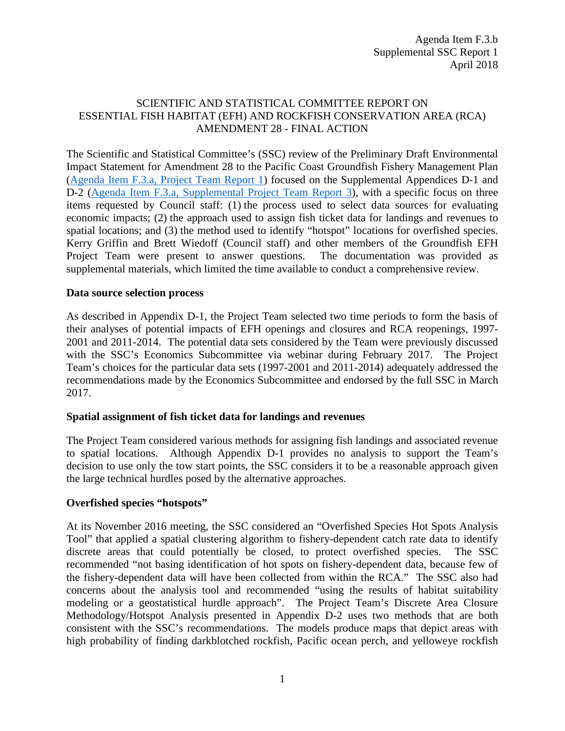Agenda Item F.3.b
Supplemental SSC Report 1
April 2018

# SCIENTIFIC AND STATISTICAL COMMITTEE REPORT ON ESSENTIAL FISH HABITAT (EFH) AND ROCKFISH CONSERVATION AREA (RCA) AMENDMENT 28 - FINAL ACTION

The Scientific and Statistical Committee's (SSC) review of the Preliminary Draft Environmental Impact Statement for Amendment 28 to the Pacific Coast Groundfish Fishery Management Plan (Agenda Item F.3.a, Project Team Report 1) focused on the Supplemental Appendices D-1 and D-2 (Agenda Item F.3.a, Supplemental Project Team Report 3), with a specific focus on three items requested by Council staff: (1) the process used to select data sources for evaluating economic impacts; (2) the approach used to assign fish ticket data for landings and revenues to spatial locations; and (3) the method used to identify "hotspot" locations for overfished species. Kerry Griffin and Brett Wiedoff (Council staff) and other members of the Groundfish EFH Project Team were present to answer questions. The documentation was provided as supplemental materials, which limited the time available to conduct a comprehensive review.

**Data source selection process**

As described in Appendix D-1, the Project Team selected two time periods to form the basis of their analyses of potential impacts of EFH openings and closures and RCA reopenings, 1997-2001 and 2011-2014. The potential data sets considered by the Team were previously discussed with the SSC's Economics Subcommittee via webinar during February 2017. The Project Team's choices for the particular data sets (1997-2001 and 2011-2014) adequately addressed the recommendations made by the Economics Subcommittee and endorsed by the full SSC in March 2017.

**Spatial assignment of fish ticket data for landings and revenues**

The Project Team considered various methods for assigning fish landings and associated revenue to spatial locations. Although Appendix D-1 provides no analysis to support the Team's decision to use only the tow start points, the SSC considers it to be a reasonable approach given the large technical hurdles posed by the alternative approaches.

**Overfished species "hotspots"**

At its November 2016 meeting, the SSC considered an "Overfished Species Hot Spots Analysis Tool" that applied a spatial clustering algorithm to fishery-dependent catch rate data to identify discrete areas that could potentially be closed, to protect overfished species. The SSC recommended "not basing identification of hot spots on fishery-dependent data, because few of the fishery-dependent data will have been collected from within the RCA." The SSC also had concerns about the analysis tool and recommended "using the results of habitat suitability modeling or a geostatistical hurdle approach". The Project Team's Discrete Area Closure Methodology/Hotspot Analysis presented in Appendix D-2 uses two methods that are both consistent with the SSC's recommendations. The models produce maps that depict areas with high probability of finding darkblotched rockfish, Pacific ocean perch, and yelloweye rockfish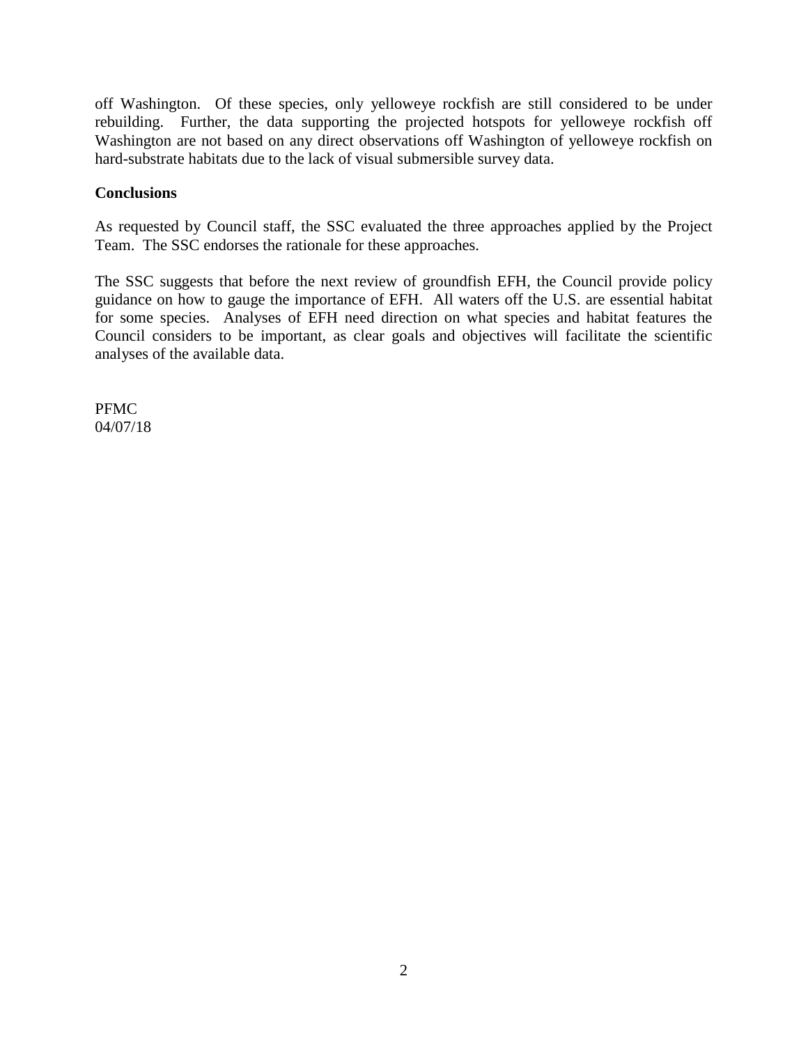off Washington. Of these species, only yelloweye rockfish are still considered to be under rebuilding. Further, the data supporting the projected hotspots for yelloweye rockfish off Washington are not based on any direct observations off Washington of yelloweye rockfish on hard-substrate habitats due to the lack of visual submersible survey data.

**Conclusions**

As requested by Council staff, the SSC evaluated the three approaches applied by the Project Team. The SSC endorses the rationale for these approaches.

The SSC suggests that before the next review of groundfish EFH, the Council provide policy guidance on how to gauge the importance of EFH. All waters off the U.S. are essential habitat for some species. Analyses of EFH need direction on what species and habitat features the Council considers to be important, as clear goals and objectives will facilitate the scientific analyses of the available data.

PFMC
04/07/18